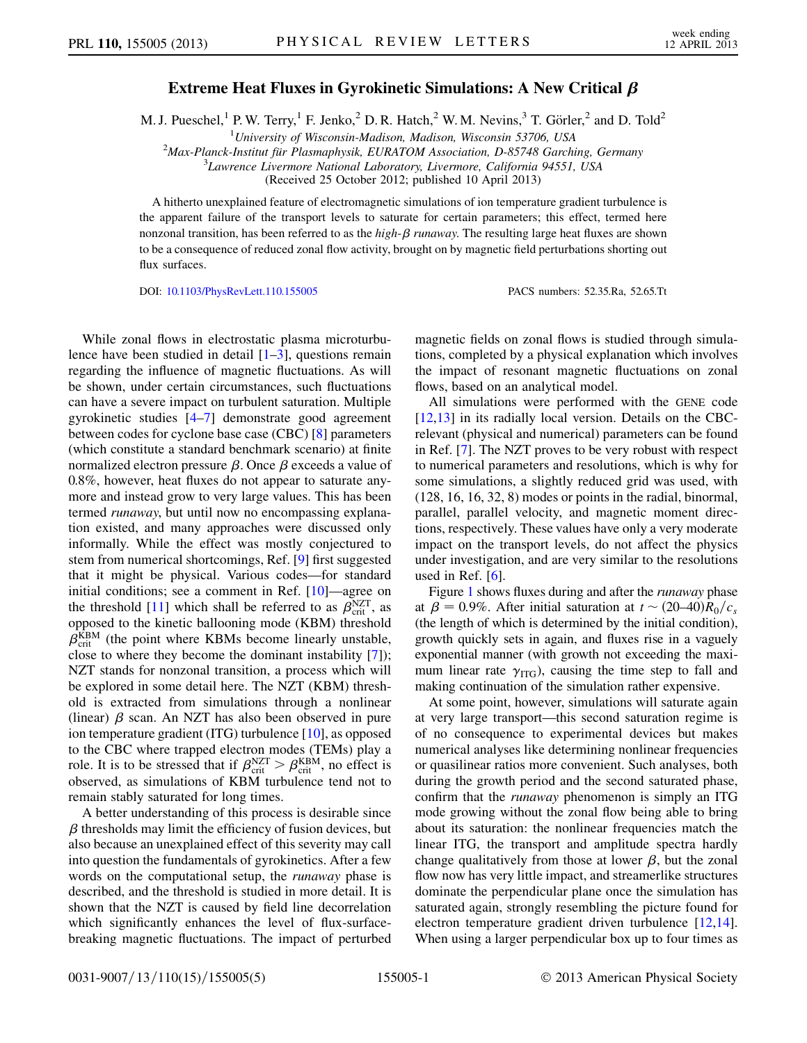# Extreme Heat Fluxes in Gyrokinetic Simulations: A New Critical $\beta$

M. J. Pueschel,[1] P. W. Terry,[1] F. Jenko,[2] D. R. Hatch,[2] W. M. Nevins,[3] T. Görler,[2] and D. Told[2]

[1]*University of Wisconsin-Madison, Madison, Wisconsin 53706, USA*
[2]*Max-Planck-Institut für Plasmaphysik, EURATOM Association, D-85748 Garching, Germany*
[3]*Lawrence Livermore National Laboratory, Livermore, California 94551, USA*

(Received 25 October 2012; published 10 April 2013)

A hitherto unexplained feature of electromagnetic simulations of ion temperature gradient turbulence is the apparent failure of the transport levels to saturate for certain parameters; this effect, termed here nonzonal transition, has been referred to as the *high-$\beta$ runaway*. The resulting large heat fluxes are shown to be a consequence of reduced zonal flow activity, brought on by magnetic field perturbations shorting out flux surfaces.

DOI: 10.1103/PhysRevLett.110.155005 PACS numbers: 52.35.Ra, 52.65.Tt

While zonal flows in electrostatic plasma microturbulence have been studied in detail [1–3], questions remain regarding the influence of magnetic fluctuations. As will be shown, under certain circumstances, such fluctuations can have a severe impact on turbulent saturation. Multiple gyrokinetic studies [4–7] demonstrate good agreement between codes for cyclone base case (CBC) [8] parameters (which constitute a standard benchmark scenario) at finite normalized electron pressure $\beta$. Once $\beta$ exceeds a value of 0.8%, however, heat fluxes do not appear to saturate anymore and instead grow to very large values. This has been termed *runaway*, but until now no encompassing explanation existed, and many approaches were discussed only informally. While the effect was mostly conjectured to stem from numerical shortcomings, Ref. [9] first suggested that it might be physical. Various codes—for standard initial conditions; see a comment in Ref. [10]—agree on the threshold [11] which shall be referred to as $\beta_{\mathrm{crit}}^{\mathrm{NZT}}$, as opposed to the kinetic ballooning mode (KBM) threshold $\beta_{\mathrm{crit}}^{\mathrm{KBM}}$ (the point where KBMs become linearly unstable, close to where they become the dominant instability [7]); NZT stands for nonzonal transition, a process which will be explored in some detail here. The NZT (KBM) threshold is extracted from simulations through a nonlinear (linear) $\beta$ scan. An NZT has also been observed in pure ion temperature gradient (ITG) turbulence [10], as opposed to the CBC where trapped electron modes (TEMs) play a role. It is to be stressed that if $\beta_{\mathrm{crit}}^{\mathrm{NZT}} > \beta_{\mathrm{crit}}^{\mathrm{KBM}}$, no effect is observed, as simulations of KBM turbulence tend not to remain stably saturated for long times.

A better understanding of this process is desirable since $\beta$ thresholds may limit the efficiency of fusion devices, but also because an unexplained effect of this severity may call into question the fundamentals of gyrokinetics. After a few words on the computational setup, the *runaway* phase is described, and the threshold is studied in more detail. It is shown that the NZT is caused by field line decorrelation which significantly enhances the level of flux-surface-breaking magnetic fluctuations. The impact of perturbed magnetic fields on zonal flows is studied through simulations, completed by a physical explanation which involves the impact of resonant magnetic fluctuations on zonal flows, based on an analytical model.

All simulations were performed with the GENE code [12,13] in its radially local version. Details on the CBC-relevant (physical and numerical) parameters can be found in Ref. [7]. The NZT proves to be very robust with respect to numerical parameters and resolutions, which is why for some simulations, a slightly reduced grid was used, with (128, 16, 16, 32, 8) modes or points in the radial, binormal, parallel, parallel velocity, and magnetic moment directions, respectively. These values have only a very moderate impact on the transport levels, do not affect the physics under investigation, and are very similar to the resolutions used in Ref. [6].

Figure 1 shows fluxes during and after the *runaway* phase at $\beta = 0.9\%$. After initial saturation at $t \sim (20\text{–}40)R_0/c_s$ (the length of which is determined by the initial condition), growth quickly sets in again, and fluxes rise in a vaguely exponential manner (with growth not exceeding the maximum linear rate $\gamma_{\mathrm{ITG}}$), causing the time step to fall and making continuation of the simulation rather expensive.

At some point, however, simulations will saturate again at very large transport—this second saturation regime is of no consequence to experimental devices but makes numerical analyses like determining nonlinear frequencies or quasilinear ratios more convenient. Such analyses, both during the growth period and the second saturated phase, confirm that the *runaway* phenomenon is simply an ITG mode growing without the zonal flow being able to bring about its saturation: the nonlinear frequencies match the linear ITG, the transport and amplitude spectra hardly change qualitatively from those at lower $\beta$, but the zonal flow now has very little impact, and streamerlike structures dominate the perpendicular plane once the simulation has saturated again, strongly resembling the picture found for electron temperature gradient driven turbulence [12,14]. When using a larger perpendicular box up to four times as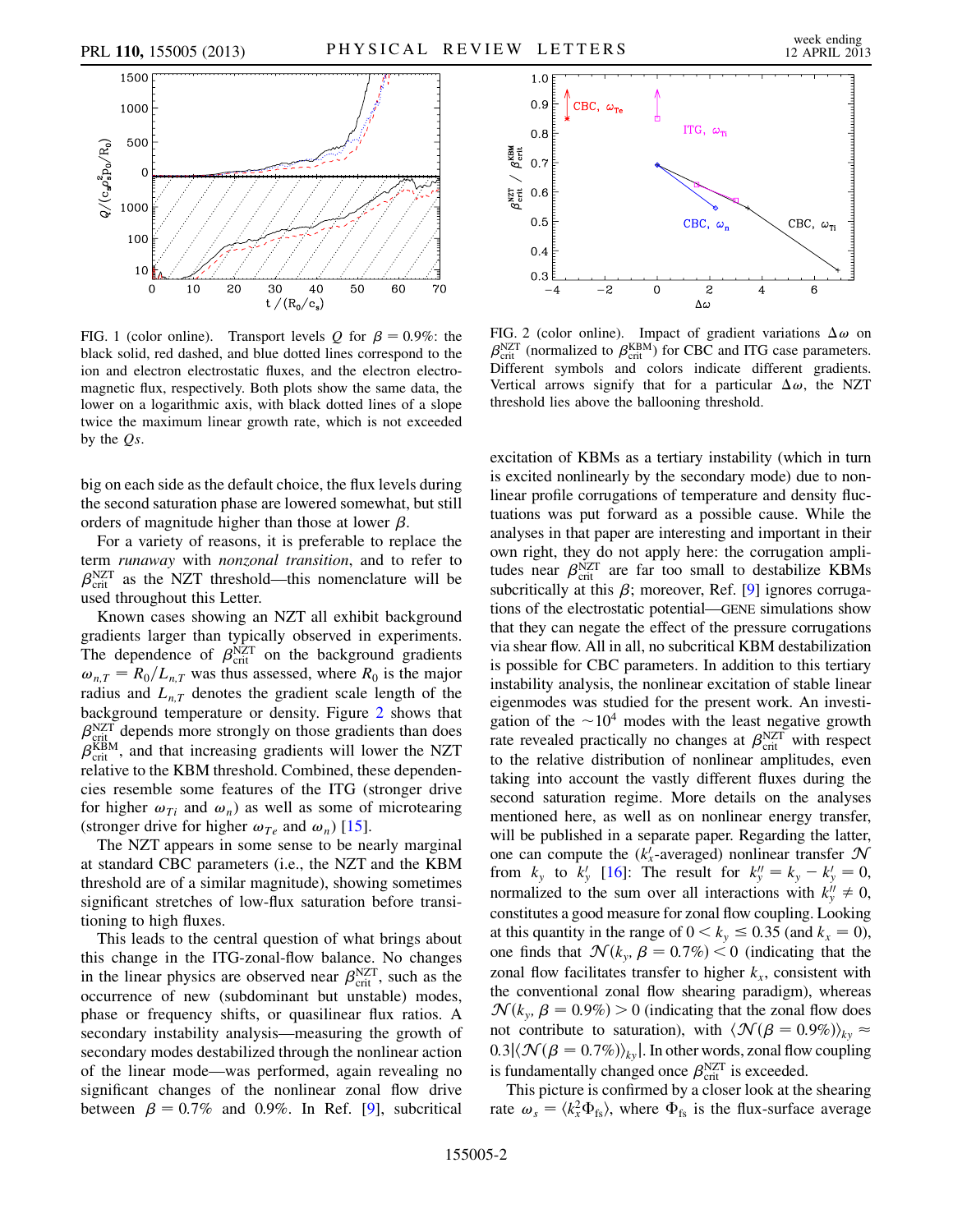FIG. 1 (color online). Transport levels $Q$ for $\beta = 0.9\%$: the black solid, red dashed, and blue dotted lines correspond to the ion and electron electrostatic fluxes, and the electron electromagnetic flux, respectively. Both plots show the same data, the lower on a logarithmic axis, with black dotted lines of a slope twice the maximum linear growth rate, which is not exceeded by the $Q$s.

FIG. 2 (color online). Impact of gradient variations $\Delta\omega$ on $\beta_{\rm crit}^{\rm NZT}$ (normalized to $\beta_{\rm crit}^{\rm KBM}$) for CBC and ITG case parameters. Different symbols and colors indicate different gradients. Vertical arrows signify that for a particular $\Delta\omega$, the NZT threshold lies above the ballooning threshold.

big on each side as the default choice, the flux levels during the second saturation phase are lowered somewhat, but still orders of magnitude higher than those at lower $\beta$.

For a variety of reasons, it is preferable to replace the term *runaway* with *nonzonal transition*, and to refer to $\beta_{\rm crit}^{\rm NZT}$ as the NZT threshold—this nomenclature will be used throughout this Letter.

Known cases showing an NZT all exhibit background gradients larger than typically observed in experiments. The dependence of $\beta_{\rm crit}^{\rm NZT}$ on the background gradients $\omega_{n,T} = R_0/L_{n,T}$ was thus assessed, where $R_0$ is the major radius and $L_{n,T}$ denotes the gradient scale length of the background temperature or density. Figure 2 shows that $\beta_{\rm crit}^{\rm NZT}$ depends more strongly on those gradients than does $\beta_{\rm crit}^{\rm KBM}$, and that increasing gradients will lower the NZT relative to the KBM threshold. Combined, these dependencies resemble some features of the ITG (stronger drive for higher $\omega_{Ti}$ and $\omega_n$) as well as some of microtearing (stronger drive for higher $\omega_{Te}$ and $\omega_n$) [15].

The NZT appears in some sense to be nearly marginal at standard CBC parameters (i.e., the NZT and the KBM threshold are of a similar magnitude), showing sometimes significant stretches of low-flux saturation before transitioning to high fluxes.

This leads to the central question of what brings about this change in the ITG-zonal-flow balance. No changes in the linear physics are observed near $\beta_{\rm crit}^{\rm NZT}$, such as the occurrence of new (subdominant but unstable) modes, phase or frequency shifts, or quasilinear flux ratios. A secondary instability analysis—measuring the growth of secondary modes destabilized through the nonlinear action of the linear mode—was performed, again revealing no significant changes of the nonlinear zonal flow drive between $\beta = 0.7\%$ and $0.9\%$. In Ref. [9], subcritical excitation of KBMs as a tertiary instability (which in turn is excited nonlinearly by the secondary mode) due to nonlinear profile corrugations of temperature and density fluctuations was put forward as a possible cause. While the analyses in that paper are interesting and important in their own right, they do not apply here: the corrugation amplitudes near $\beta_{\rm crit}^{\rm NZT}$ are far too small to destabilize KBMs subcritically at this $\beta$; moreover, Ref. [9] ignores corrugations of the electrostatic potential—GENE simulations show that they can negate the effect of the pressure corrugations via shear flow. All in all, no subcritical KBM destabilization is possible for CBC parameters. In addition to this tertiary instability analysis, the nonlinear excitation of stable linear eigenmodes was studied for the present work. An investigation of the $\sim 10^4$ modes with the least negative growth rate revealed practically no changes at $\beta_{\rm crit}^{\rm NZT}$ with respect to the relative distribution of nonlinear amplitudes, even taking into account the vastly different fluxes during the second saturation regime. More details on the analyses mentioned here, as well as on nonlinear energy transfer, will be published in a separate paper. Regarding the latter, one can compute the ($k_x'$-averaged) nonlinear transfer $\mathcal{N}$ from $k_y$ to $k_y'$ [16]: The result for $k_y'' = k_y - k_y' = 0$, normalized to the sum over all interactions with $k_y'' \neq 0$, constitutes a good measure for zonal flow coupling. Looking at this quantity in the range of $0 < k_y \leq 0.35$ (and $k_x = 0$), one finds that $\mathcal{N}(k_y, \beta = 0.7\%) < 0$ (indicating that the zonal flow facilitates transfer to higher $k_x$, consistent with the conventional zonal flow shearing paradigm), whereas $\mathcal{N}(k_y, \beta = 0.9\%) > 0$ (indicating that the zonal flow does not contribute to saturation), with $\langle \mathcal{N}(\beta = 0.9\%)\rangle_{k_y} \approx 0.3|\langle \mathcal{N}(\beta = 0.7\%)\rangle_{k_y}|$. In other words, zonal flow coupling is fundamentally changed once $\beta_{\rm crit}^{\rm NZT}$ is exceeded.

This picture is confirmed by a closer look at the shearing rate $\omega_s = \langle k_x^2 \Phi_{\rm fs}\rangle$, where $\Phi_{\rm fs}$ is the flux-surface average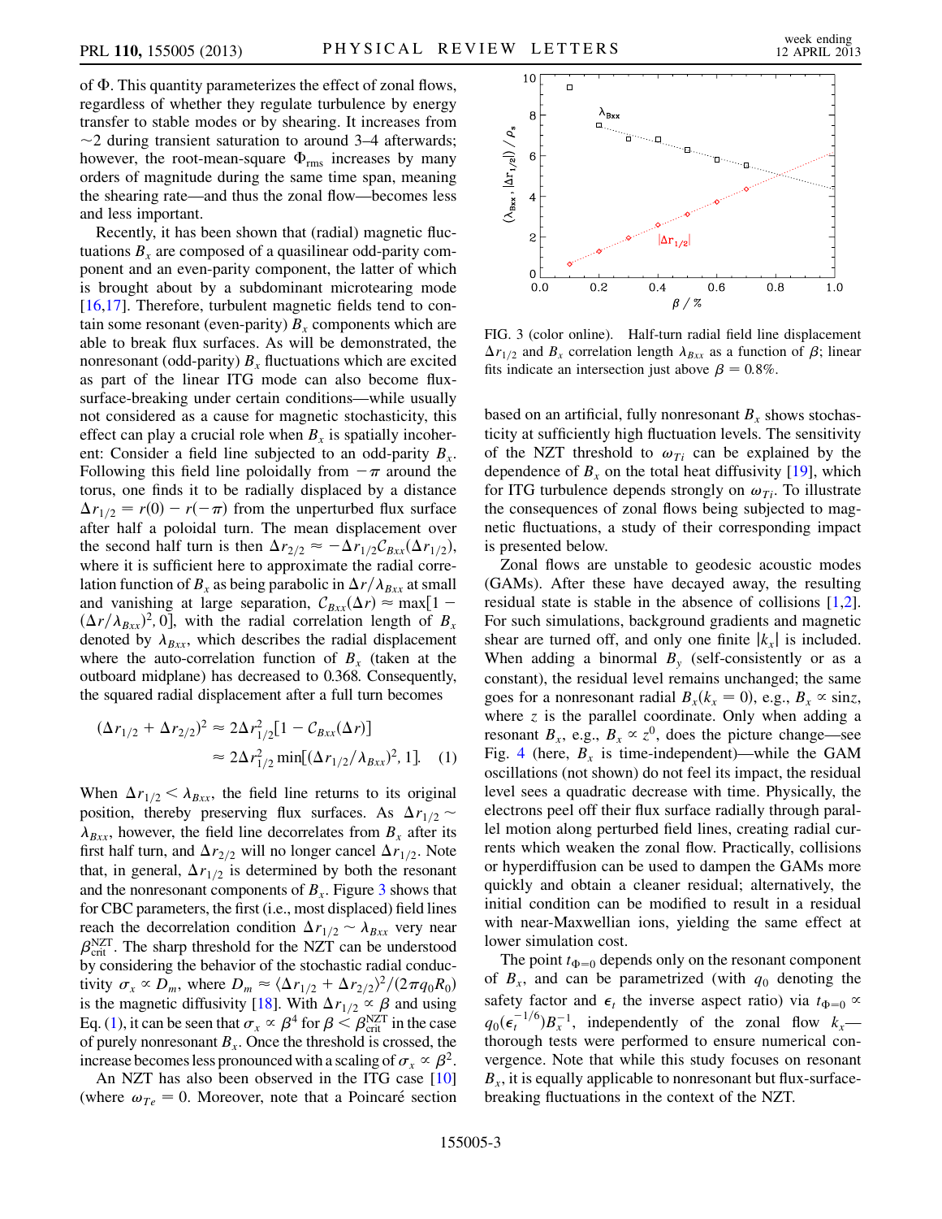of $\Phi$. This quantity parameterizes the effect of zonal flows, regardless of whether they regulate turbulence by energy transfer to stable modes or by shearing. It increases from $\sim 2$ during transient saturation to around 3–4 afterwards; however, the root-mean-square $\Phi_{\rm rms}$ increases by many orders of magnitude during the same time span, meaning the shearing rate—and thus the zonal flow—becomes less and less important.

Recently, it has been shown that (radial) magnetic fluctuations $B_x$ are composed of a quasilinear odd-parity component and an even-parity component, the latter of which is brought about by a subdominant microtearing mode [16,17]. Therefore, turbulent magnetic fields tend to contain some resonant (even-parity) $B_x$ components which are able to break flux surfaces. As will be demonstrated, the nonresonant (odd-parity) $B_x$ fluctuations which are excited as part of the linear ITG mode can also become flux-surface-breaking under certain conditions—while usually not considered as a cause for magnetic stochasticity, this effect can play a crucial role when $B_x$ is spatially incoherent: Consider a field line subjected to an odd-parity $B_x$. Following this field line poloidally from $-\pi$ around the torus, one finds it to be radially displaced by a distance $\Delta r_{1/2} = r(0) - r(-\pi)$ from the unperturbed flux surface after half a poloidal turn. The mean displacement over the second half turn is then $\Delta r_{2/2} \approx -\Delta r_{1/2}\mathcal{C}_{Bxx}(\Delta r_{1/2})$, where it is sufficient here to approximate the radial correlation function of $B_x$ as being parabolic in $\Delta r/\lambda_{Bxx}$ at small and vanishing at large separation, $\mathcal{C}_{Bxx}(\Delta r) \approx \max[1 - (\Delta r/\lambda_{Bxx})^2, 0]$, with the radial correlation length of $B_x$ denoted by $\lambda_{Bxx}$, which describes the radial displacement where the auto-correlation function of $B_x$ (taken at the outboard midplane) has decreased to 0.368. Consequently, the squared radial displacement after a full turn becomes

$$(\Delta r_{1/2} + \Delta r_{2/2})^2 \approx 2\Delta r_{1/2}^2[1 - \mathcal{C}_{Bxx}(\Delta r)] \approx 2\Delta r_{1/2}^2 \min[(\Delta r_{1/2}/\lambda_{Bxx})^2, 1]. \quad (1)$$

When $\Delta r_{1/2} < \lambda_{Bxx}$, the field line returns to its original position, thereby preserving flux surfaces. As $\Delta r_{1/2} \sim \lambda_{Bxx}$, however, the field line decorrelates from $B_x$ after its first half turn, and $\Delta r_{2/2}$ will no longer cancel $\Delta r_{1/2}$. Note that, in general, $\Delta r_{1/2}$ is determined by both the resonant and the nonresonant components of $B_x$. Figure 3 shows that for CBC parameters, the first (i.e., most displaced) field lines reach the decorrelation condition $\Delta r_{1/2} \sim \lambda_{Bxx}$ very near $\beta_{\rm crit}^{\rm NZT}$. The sharp threshold for the NZT can be understood by considering the behavior of the stochastic radial conductivity $\sigma_x \propto D_m$, where $D_m \approx \langle \Delta r_{1/2} + \Delta r_{2/2}\rangle^2/(2\pi q_0 R_0)$ is the magnetic diffusivity [18]. With $\Delta r_{1/2} \propto \beta$ and using Eq. (1), it can be seen that $\sigma_x \propto \beta^4$ for $\beta < \beta_{\rm crit}^{\rm NZT}$ in the case of purely nonresonant $B_x$. Once the threshold is crossed, the increase becomes less pronounced with a scaling of $\sigma_x \propto \beta^2$.

An NZT has also been observed in the ITG case [10] (where $\omega_{Te} = 0$. Moreover, note that a Poincaré section based on an artificial, fully nonresonant $B_x$ shows stochasticity at sufficiently high fluctuation levels. The sensitivity of the NZT threshold to $\omega_{Ti}$ can be explained by the dependence of $B_x$ on the total heat diffusivity [19], which for ITG turbulence depends strongly on $\omega_{Ti}$. To illustrate the consequences of zonal flows being subjected to magnetic fluctuations, a study of their corresponding impact is presented below.

FIG. 3 (color online). Half-turn radial field line displacement $\Delta r_{1/2}$ and $B_x$ correlation length $\lambda_{Bxx}$ as a function of $\beta$; linear fits indicate an intersection just above $\beta = 0.8\%$.

Zonal flows are unstable to geodesic acoustic modes (GAMs). After these have decayed away, the resulting residual state is stable in the absence of collisions [1,2]. For such simulations, background gradients and magnetic shear are turned off, and only one finite $|k_x|$ is included. When adding a binormal $B_y$ (self-consistently or as a constant), the residual level remains unchanged; the same goes for a nonresonant radial $B_x(k_x = 0)$, e.g., $B_x \propto \sin z$, where $z$ is the parallel coordinate. Only when adding a resonant $B_x$, e.g., $B_x \propto z^0$, does the picture change—see Fig. 4 (here, $B_x$ is time-independent)—while the GAM oscillations (not shown) do not feel its impact, the residual level sees a quadratic decrease with time. Physically, the electrons peel off their flux surface radially through parallel motion along perturbed field lines, creating radial currents which weaken the zonal flow. Practically, collisions or hyperdiffusion can be used to dampen the GAMs more quickly and obtain a cleaner residual; alternatively, the initial condition can be modified to result in a residual with near-Maxwellian ions, yielding the same effect at lower simulation cost.

The point $t_{\Phi=0}$ depends only on the resonant component of $B_x$, and can be parametrized (with $q_0$ denoting the safety factor and $\epsilon_t$ the inverse aspect ratio) via $t_{\Phi=0} \propto q_0(\epsilon_t^{-1/6})B_x^{-1}$, independently of the zonal flow $k_x$—thorough tests were performed to ensure numerical convergence. Note that while this study focuses on resonant $B_x$, it is equally applicable to nonresonant but flux-surface-breaking fluctuations in the context of the NZT.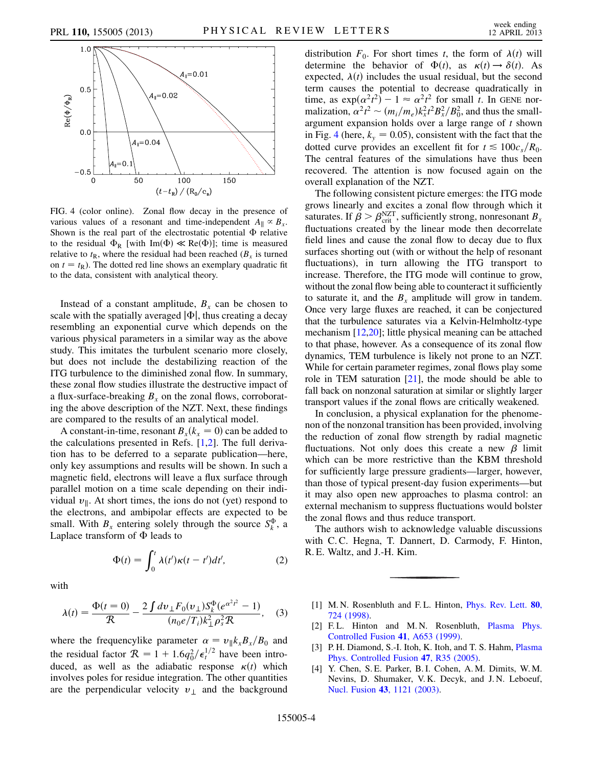FIG. 4 (color online). Zonal flow decay in the presence of various values of a resonant and time-independent $A_\parallel \propto B_x$. Shown is the real part of the electrostatic potential $\Phi$ relative to the residual $\Phi_R$ [with $\text{Im}(\Phi) \ll \text{Re}(\Phi)$]; time is measured relative to $t_R$, where the residual had been reached ($B_x$ is turned on $t = t_R$). The dotted red line shows an exemplary quadratic fit to the data, consistent with analytical theory.

Instead of a constant amplitude, $B_x$ can be chosen to scale with the spatially averaged $|\Phi|$, thus creating a decay resembling an exponential curve which depends on the various physical parameters in a similar way as the above study. This imitates the turbulent scenario more closely, but does not include the destabilizing reaction of the ITG turbulence to the diminished zonal flow. In summary, these zonal flow studies illustrate the destructive impact of a flux-surface-breaking $B_x$ on the zonal flows, corroborating the above description of the NZT. Next, these findings are compared to the results of an analytical model.

A constant-in-time, resonant $B_x(k_x = 0)$ can be added to the calculations presented in Refs. [1,2]. The full derivation has to be deferred to a separate publication—here, only key assumptions and results will be shown. In such a magnetic field, electrons will leave a flux surface through parallel motion on a time scale depending on their individual $v_\parallel$. At short times, the ions do not (yet) respond to the electrons, and ambipolar effects are expected to be small. With $B_x$ entering solely through the source $S_k^\Phi$, a Laplace transform of $\Phi$ leads to

$$\Phi(t) = \int_0^t \lambda(t')\kappa(t - t')dt', \tag{2}$$

with

$$\lambda(t) = \frac{\Phi(t=0)}{\mathcal{R}} - \frac{2\int dv_\perp F_0(v_\perp) S_k^\Phi (e^{\alpha^2 t^2} - 1)}{(n_0 e/T_i) k_\perp^2 \rho_s^2 \mathcal{R}}, \tag{3}$$

where the frequencylike parameter $\alpha = v_\parallel k_x B_x / B_0$ and the residual factor $\mathcal{R} = 1 + 1.6 q_0^2/\epsilon_t^{1/2}$ have been introduced, as well as the adiabatic response $\kappa(t)$ which involves poles for residue integration. The other quantities are the perpendicular velocity $v_\perp$ and the background distribution $F_0$. For short times $t$, the form of $\lambda(t)$ will determine the behavior of $\Phi(t)$, as $\kappa(t) \to \delta(t)$. As expected, $\lambda(t)$ includes the usual residual, but the second term causes the potential to decrease quadratically in time, as $\exp(\alpha^2 t^2) - 1 \approx \alpha^2 t^2$ for small $t$. In GENE normalization, $\alpha^2 t^2 \sim (m_i/m_e) k_x^2 t^2 B_x^2 / B_0^2$, and thus the small-argument expansion holds over a large range of $t$ shown in Fig. 4 (here, $k_y = 0.05$), consistent with the fact that the dotted curve provides an excellent fit for $t \lesssim 100 c_s/R_0$. The central features of the simulations have thus been recovered. The attention is now focused again on the overall explanation of the NZT.

The following consistent picture emerges: the ITG mode grows linearly and excites a zonal flow through which it saturates. If $\beta > \beta_{\text{crit}}^{\text{NZT}}$, sufficiently strong, nonresonant $B_x$ fluctuations created by the linear mode then decorrelate field lines and cause the zonal flow to decay due to flux surfaces shorting out (with or without the help of resonant fluctuations), in turn allowing the ITG transport to increase. Therefore, the ITG mode will continue to grow, without the zonal flow being able to counteract it sufficiently to saturate it, and the $B_x$ amplitude will grow in tandem. Once very large fluxes are reached, it can be conjectured that the turbulence saturates via a Kelvin-Helmholtz-type mechanism [12,20]; little physical meaning can be attached to that phase, however. As a consequence of its zonal flow dynamics, TEM turbulence is likely not prone to an NZT. While for certain parameter regimes, zonal flows play some role in TEM saturation [21], the mode should be able to fall back on nonzonal saturation at similar or slightly larger transport values if the zonal flows are critically weakened.

In conclusion, a physical explanation for the phenomenon of the nonzonal transition has been provided, involving the reduction of zonal flow strength by radial magnetic fluctuations. Not only does this create a new $\beta$ limit which can be more restrictive than the KBM threshold for sufficiently large pressure gradients—larger, however, than those of typical present-day fusion experiments—but it may also open new approaches to plasma control: an external mechanism to suppress fluctuations would bolster the zonal flows and thus reduce transport.

The authors wish to acknowledge valuable discussions with C. C. Hegna, T. Dannert, D. Carmody, F. Hinton, R. E. Waltz, and J.-H. Kim.

---

[1] M. N. Rosenbluth and F. L. Hinton, Phys. Rev. Lett. **80**, 724 (1998).

[2] F. L. Hinton and M. N. Rosenbluth, Plasma Phys. Controlled Fusion **41**, A653 (1999).

[3] P. H. Diamond, S.-I. Itoh, K. Itoh, and T. S. Hahm, Plasma Phys. Controlled Fusion **47**, R35 (2005).

[4] Y. Chen, S. E. Parker, B. I. Cohen, A. M. Dimits, W. M. Nevins, D. Shumaker, V. K. Decyk, and J. N. Leboeuf, Nucl. Fusion **43**, 1121 (2003).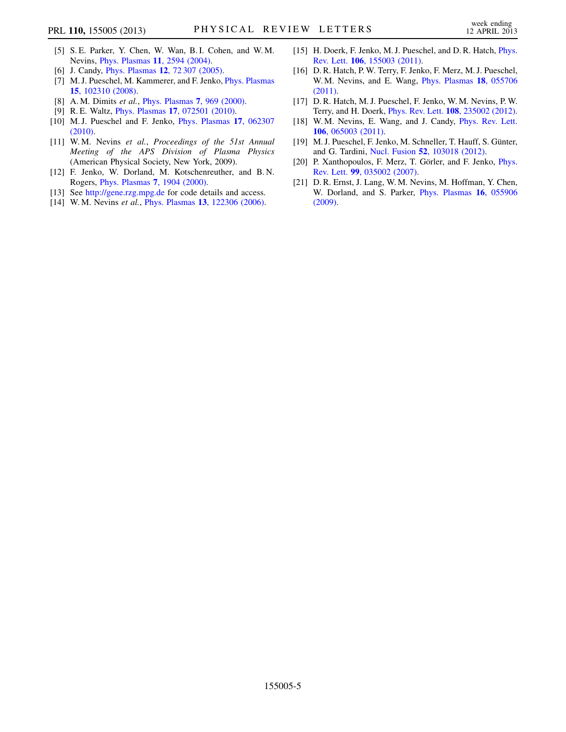[5] S. E. Parker, Y. Chen, W. Wan, B. I. Cohen, and W. M. Nevins, Phys. Plasmas **11**, 2594 (2004).

[6] J. Candy, Phys. Plasmas **12**, 72 307 (2005).

[7] M. J. Pueschel, M. Kammerer, and F. Jenko, Phys. Plasmas **15**, 102310 (2008).

[8] A. M. Dimits *et al.*, Phys. Plasmas **7**, 969 (2000).

[9] R. E. Waltz, Phys. Plasmas **17**, 072501 (2010).

[10] M. J. Pueschel and F. Jenko, Phys. Plasmas **17**, 062307 (2010).

[11] W. M. Nevins *et al.*, *Proceedings of the 51st Annual Meeting of the APS Division of Plasma Physics* (American Physical Society, New York, 2009).

[12] F. Jenko, W. Dorland, M. Kotschenreuther, and B. N. Rogers, Phys. Plasmas **7**, 1904 (2000).

[13] See http://gene.rzg.mpg.de for code details and access.

[14] W. M. Nevins *et al.*, Phys. Plasmas **13**, 122306 (2006).

[15] H. Doerk, F. Jenko, M. J. Pueschel, and D. R. Hatch, Phys. Rev. Lett. **106**, 155003 (2011).

[16] D. R. Hatch, P. W. Terry, F. Jenko, F. Merz, M. J. Pueschel, W. M. Nevins, and E. Wang, Phys. Plasmas **18**, 055706 (2011).

[17] D. R. Hatch, M. J. Pueschel, F. Jenko, W. M. Nevins, P. W. Terry, and H. Doerk, Phys. Rev. Lett. **108**, 235002 (2012).

[18] W. M. Nevins, E. Wang, and J. Candy, Phys. Rev. Lett. **106**, 065003 (2011).

[19] M. J. Pueschel, F. Jenko, M. Schneller, T. Hauff, S. Günter, and G. Tardini, Nucl. Fusion **52**, 103018 (2012).

[20] P. Xanthopoulos, F. Merz, T. Görler, and F. Jenko, Phys. Rev. Lett. **99**, 035002 (2007).

[21] D. R. Ernst, J. Lang, W. M. Nevins, M. Hoffman, Y. Chen, W. Dorland, and S. Parker, Phys. Plasmas **16**, 055906 (2009).